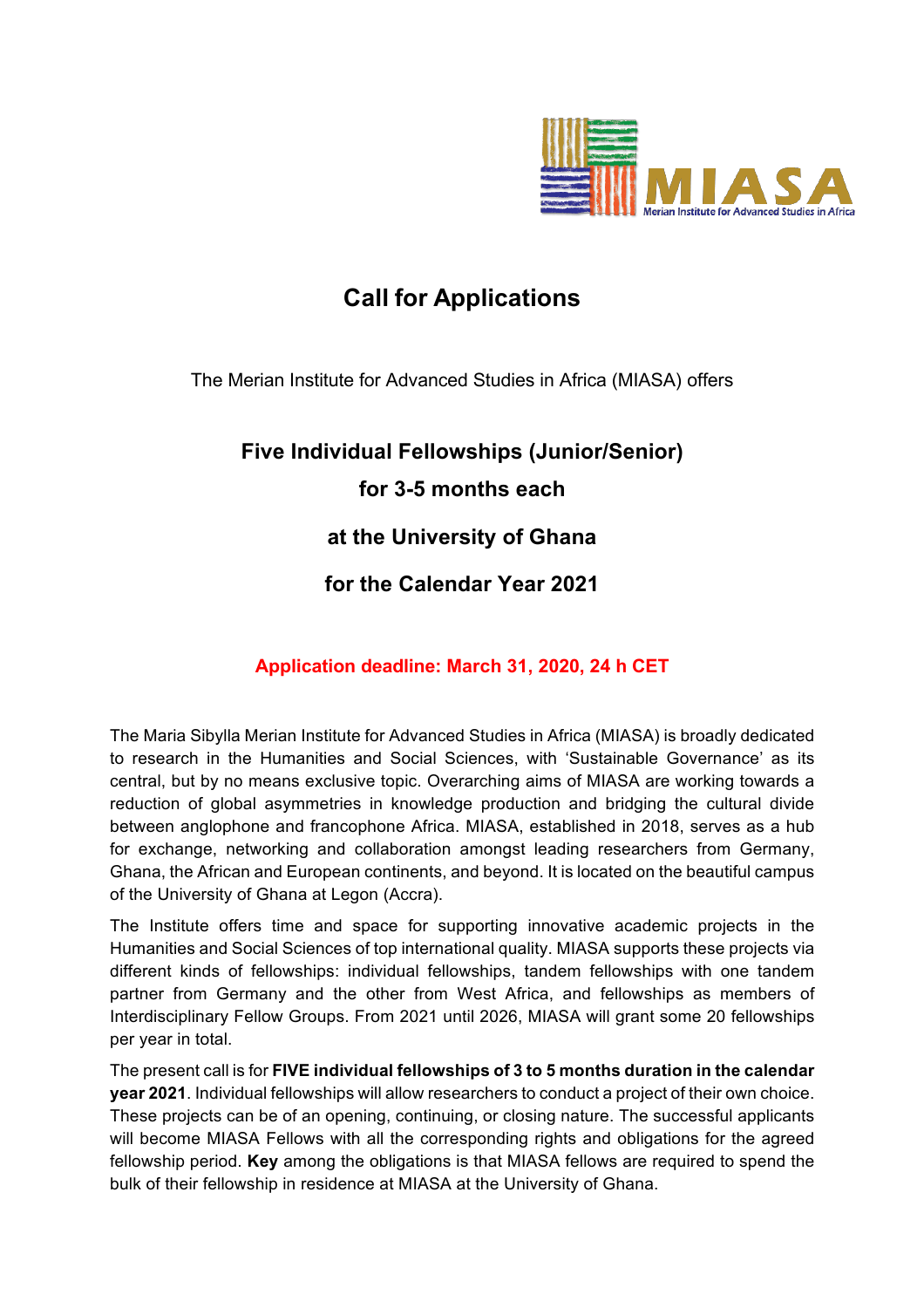MIASA
Merian Institute for Advanced Studies in Africa

# Call for Applications

The Merian Institute for Advanced Studies in Africa (MIASA) offers

## Five Individual Fellowships (Junior/Senior)

## for 3-5 months each

## at the University of Ghana

## for the Calendar Year 2021

**Application deadline: March 31, 2020, 24 h CET**

The Maria Sibylla Merian Institute for Advanced Studies in Africa (MIASA) is broadly dedicated to research in the Humanities and Social Sciences, with 'Sustainable Governance' as its central, but by no means exclusive topic. Overarching aims of MIASA are working towards a reduction of global asymmetries in knowledge production and bridging the cultural divide between anglophone and francophone Africa. MIASA, established in 2018, serves as a hub for exchange, networking and collaboration amongst leading researchers from Germany, Ghana, the African and European continents, and beyond. It is located on the beautiful campus of the University of Ghana at Legon (Accra).

The Institute offers time and space for supporting innovative academic projects in the Humanities and Social Sciences of top international quality. MIASA supports these projects via different kinds of fellowships: individual fellowships, tandem fellowships with one tandem partner from Germany and the other from West Africa, and fellowships as members of Interdisciplinary Fellow Groups. From 2021 until 2026, MIASA will grant some 20 fellowships per year in total.

The present call is for **FIVE individual fellowships of 3 to 5 months duration in the calendar year 2021**. Individual fellowships will allow researchers to conduct a project of their own choice. These projects can be of an opening, continuing, or closing nature. The successful applicants will become MIASA Fellows with all the corresponding rights and obligations for the agreed fellowship period. **Key** among the obligations is that MIASA fellows are required to spend the bulk of their fellowship in residence at MIASA at the University of Ghana.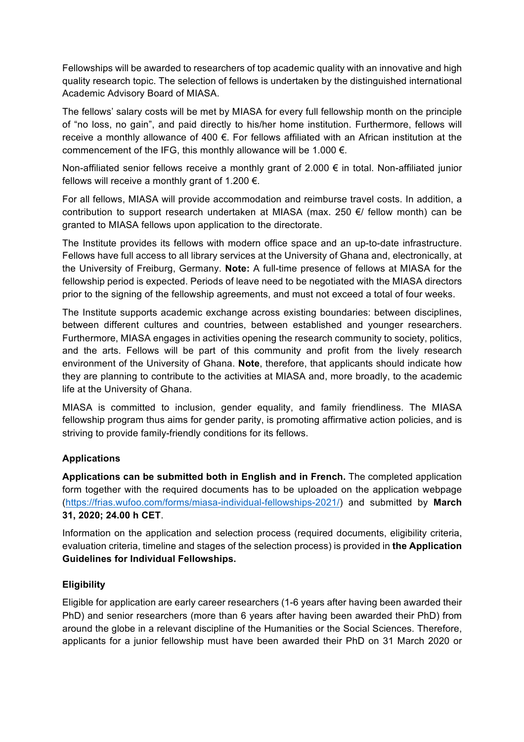Fellowships will be awarded to researchers of top academic quality with an innovative and high quality research topic. The selection of fellows is undertaken by the distinguished international Academic Advisory Board of MIASA.

The fellows' salary costs will be met by MIASA for every full fellowship month on the principle of "no loss, no gain", and paid directly to his/her home institution. Furthermore, fellows will receive a monthly allowance of 400 €. For fellows affiliated with an African institution at the commencement of the IFG, this monthly allowance will be 1.000 €.

Non-affiliated senior fellows receive a monthly grant of 2.000 € in total. Non-affiliated junior fellows will receive a monthly grant of 1.200 €.

For all fellows, MIASA will provide accommodation and reimburse travel costs. In addition, a contribution to support research undertaken at MIASA (max. 250 €/ fellow month) can be granted to MIASA fellows upon application to the directorate.

The Institute provides its fellows with modern office space and an up-to-date infrastructure. Fellows have full access to all library services at the University of Ghana and, electronically, at the University of Freiburg, Germany. **Note:** A full-time presence of fellows at MIASA for the fellowship period is expected. Periods of leave need to be negotiated with the MIASA directors prior to the signing of the fellowship agreements, and must not exceed a total of four weeks.

The Institute supports academic exchange across existing boundaries: between disciplines, between different cultures and countries, between established and younger researchers. Furthermore, MIASA engages in activities opening the research community to society, politics, and the arts. Fellows will be part of this community and profit from the lively research environment of the University of Ghana. **Note**, therefore, that applicants should indicate how they are planning to contribute to the activities at MIASA and, more broadly, to the academic life at the University of Ghana.

MIASA is committed to inclusion, gender equality, and family friendliness. The MIASA fellowship program thus aims for gender parity, is promoting affirmative action policies, and is striving to provide family-friendly conditions for its fellows.

### Applications

**Applications can be submitted both in English and in French.** The completed application form together with the required documents has to be uploaded on the application webpage (https://frias.wufoo.com/forms/miasa-individual-fellowships-2021/) and submitted by **March 31, 2020; 24.00 h CET**.

Information on the application and selection process (required documents, eligibility criteria, evaluation criteria, timeline and stages of the selection process) is provided in **the Application Guidelines for Individual Fellowships.**

### Eligibility

Eligible for application are early career researchers (1-6 years after having been awarded their PhD) and senior researchers (more than 6 years after having been awarded their PhD) from around the globe in a relevant discipline of the Humanities or the Social Sciences. Therefore, applicants for a junior fellowship must have been awarded their PhD on 31 March 2020 or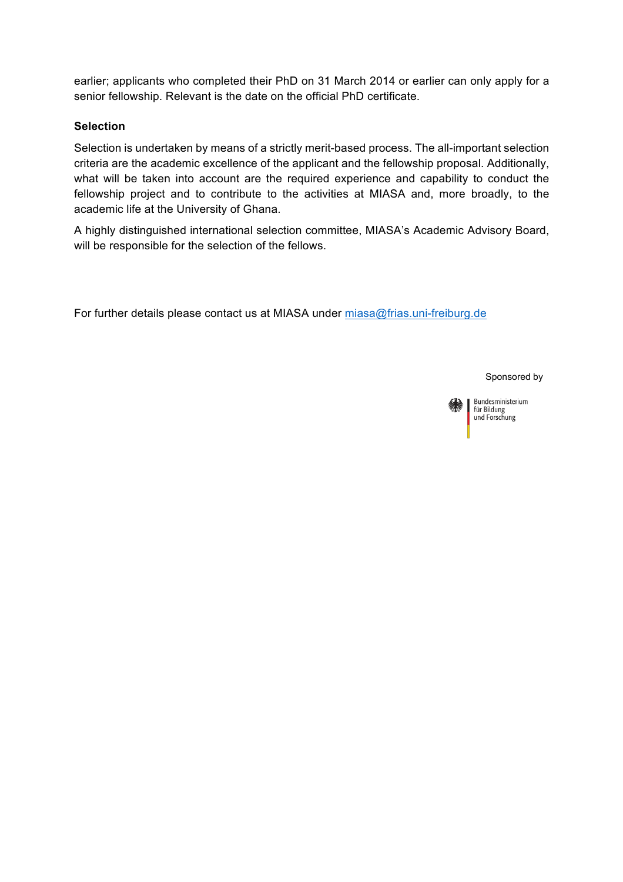earlier; applicants who completed their PhD on 31 March 2014 or earlier can only apply for a senior fellowship. Relevant is the date on the official PhD certificate.

**Selection**

Selection is undertaken by means of a strictly merit-based process. The all-important selection criteria are the academic excellence of the applicant and the fellowship proposal. Additionally, what will be taken into account are the required experience and capability to conduct the fellowship project and to contribute to the activities at MIASA and, more broadly, to the academic life at the University of Ghana.

A highly distinguished international selection committee, MIASA's Academic Advisory Board, will be responsible for the selection of the fellows.

For further details please contact us at MIASA under miasa@frias.uni-freiburg.de

Sponsored by

Bundesministerium
für Bildung
und Forschung